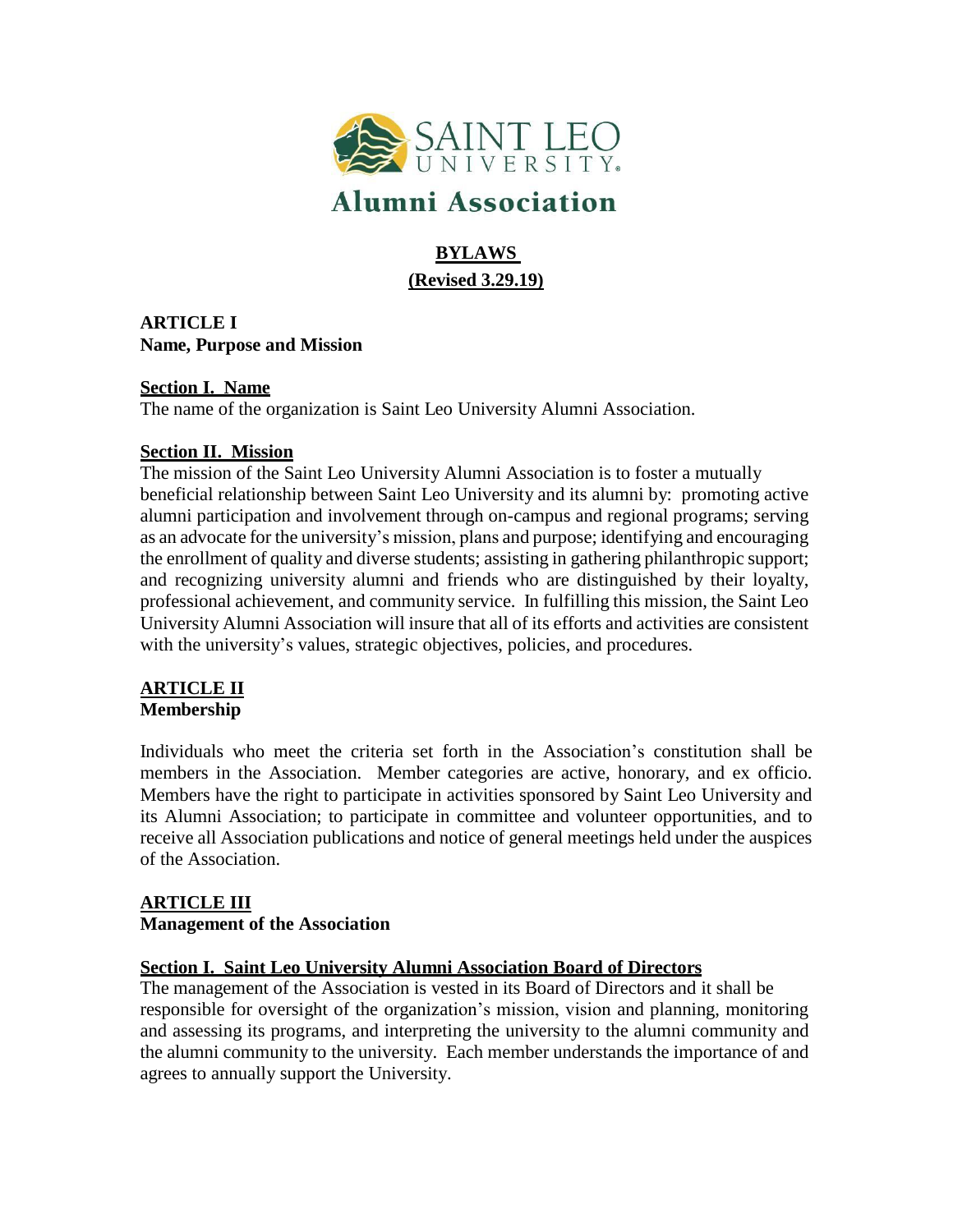# Saint Leo University Alumni Association

## BYLAWS

**(Revised 3.29.19)**

## ARTICLE I
**Name, Purpose and Mission**

### Section I. Name

The name of the organization is Saint Leo University Alumni Association.

### Section II. Mission

The mission of the Saint Leo University Alumni Association is to foster a mutually beneficial relationship between Saint Leo University and its alumni by: promoting active alumni participation and involvement through on-campus and regional programs; serving as an advocate for the university's mission, plans and purpose; identifying and encouraging the enrollment of quality and diverse students; assisting in gathering philanthropic support; and recognizing university alumni and friends who are distinguished by their loyalty, professional achievement, and community service. In fulfilling this mission, the Saint Leo University Alumni Association will insure that all of its efforts and activities are consistent with the university's values, strategic objectives, policies, and procedures.

## ARTICLE II
**Membership**

Individuals who meet the criteria set forth in the Association's constitution shall be members in the Association. Member categories are active, honorary, and ex officio. Members have the right to participate in activities sponsored by Saint Leo University and its Alumni Association; to participate in committee and volunteer opportunities, and to receive all Association publications and notice of general meetings held under the auspices of the Association.

## ARTICLE III
**Management of the Association**

### Section I. Saint Leo University Alumni Association Board of Directors

The management of the Association is vested in its Board of Directors and it shall be responsible for oversight of the organization's mission, vision and planning, monitoring and assessing its programs, and interpreting the university to the alumni community and the alumni community to the university. Each member understands the importance of and agrees to annually support the University.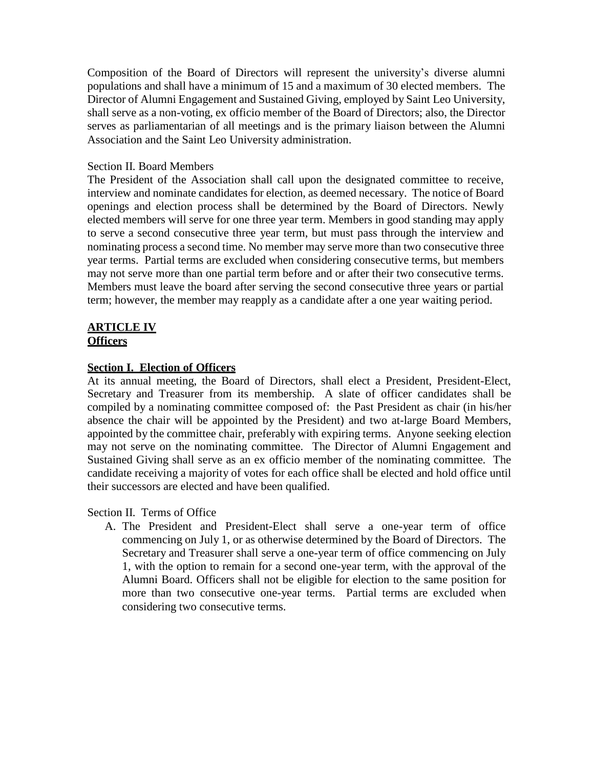Composition of the Board of Directors will represent the university's diverse alumni populations and shall have a minimum of 15 and a maximum of 30 elected members. The Director of Alumni Engagement and Sustained Giving, employed by Saint Leo University, shall serve as a non-voting, ex officio member of the Board of Directors; also, the Director serves as parliamentarian of all meetings and is the primary liaison between the Alumni Association and the Saint Leo University administration.

Section II. Board Members

The President of the Association shall call upon the designated committee to receive, interview and nominate candidates for election, as deemed necessary. The notice of Board openings and election process shall be determined by the Board of Directors. Newly elected members will serve for one three year term. Members in good standing may apply to serve a second consecutive three year term, but must pass through the interview and nominating process a second time. No member may serve more than two consecutive three year terms. Partial terms are excluded when considering consecutive terms, but members may not serve more than one partial term before and or after their two consecutive terms. Members must leave the board after serving the second consecutive three years or partial term; however, the member may reapply as a candidate after a one year waiting period.

## ARTICLE IV
## Officers

**Section I. Election of Officers**

At its annual meeting, the Board of Directors, shall elect a President, President-Elect, Secretary and Treasurer from its membership. A slate of officer candidates shall be compiled by a nominating committee composed of: the Past President as chair (in his/her absence the chair will be appointed by the President) and two at-large Board Members, appointed by the committee chair, preferably with expiring terms. Anyone seeking election may not serve on the nominating committee. The Director of Alumni Engagement and Sustained Giving shall serve as an ex officio member of the nominating committee. The candidate receiving a majority of votes for each office shall be elected and hold office until their successors are elected and have been qualified.

Section II. Terms of Office

A. The President and President-Elect shall serve a one-year term of office commencing on July 1, or as otherwise determined by the Board of Directors. The Secretary and Treasurer shall serve a one-year term of office commencing on July 1, with the option to remain for a second one-year term, with the approval of the Alumni Board. Officers shall not be eligible for election to the same position for more than two consecutive one-year terms. Partial terms are excluded when considering two consecutive terms.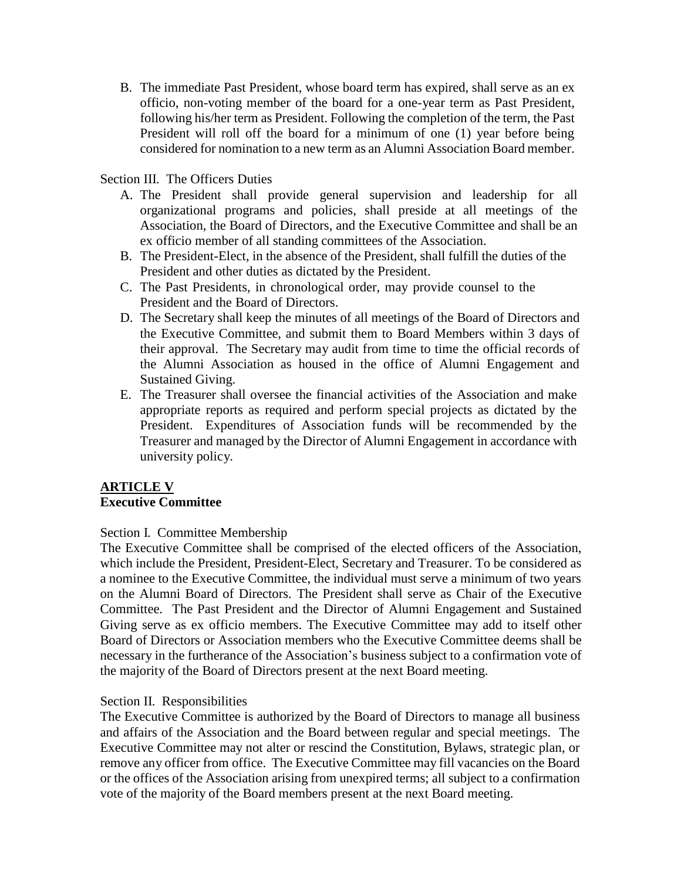B. The immediate Past President, whose board term has expired, shall serve as an ex officio, non-voting member of the board for a one-year term as Past President, following his/her term as President. Following the completion of the term, the Past President will roll off the board for a minimum of one (1) year before being considered for nomination to a new term as an Alumni Association Board member.

Section III. The Officers Duties

A. The President shall provide general supervision and leadership for all organizational programs and policies, shall preside at all meetings of the Association, the Board of Directors, and the Executive Committee and shall be an ex officio member of all standing committees of the Association.
B. The President-Elect, in the absence of the President, shall fulfill the duties of the President and other duties as dictated by the President.
C. The Past Presidents, in chronological order, may provide counsel to the President and the Board of Directors.
D. The Secretary shall keep the minutes of all meetings of the Board of Directors and the Executive Committee, and submit them to Board Members within 3 days of their approval. The Secretary may audit from time to time the official records of the Alumni Association as housed in the office of Alumni Engagement and Sustained Giving.
E. The Treasurer shall oversee the financial activities of the Association and make appropriate reports as required and perform special projects as dictated by the President. Expenditures of Association funds will be recommended by the Treasurer and managed by the Director of Alumni Engagement in accordance with university policy.

## ARTICLE V
## Executive Committee

Section I. Committee Membership

The Executive Committee shall be comprised of the elected officers of the Association, which include the President, President-Elect, Secretary and Treasurer. To be considered as a nominee to the Executive Committee, the individual must serve a minimum of two years on the Alumni Board of Directors. The President shall serve as Chair of the Executive Committee. The Past President and the Director of Alumni Engagement and Sustained Giving serve as ex officio members. The Executive Committee may add to itself other Board of Directors or Association members who the Executive Committee deems shall be necessary in the furtherance of the Association's business subject to a confirmation vote of the majority of the Board of Directors present at the next Board meeting.

Section II. Responsibilities

The Executive Committee is authorized by the Board of Directors to manage all business and affairs of the Association and the Board between regular and special meetings. The Executive Committee may not alter or rescind the Constitution, Bylaws, strategic plan, or remove any officer from office. The Executive Committee may fill vacancies on the Board or the offices of the Association arising from unexpired terms; all subject to a confirmation vote of the majority of the Board members present at the next Board meeting.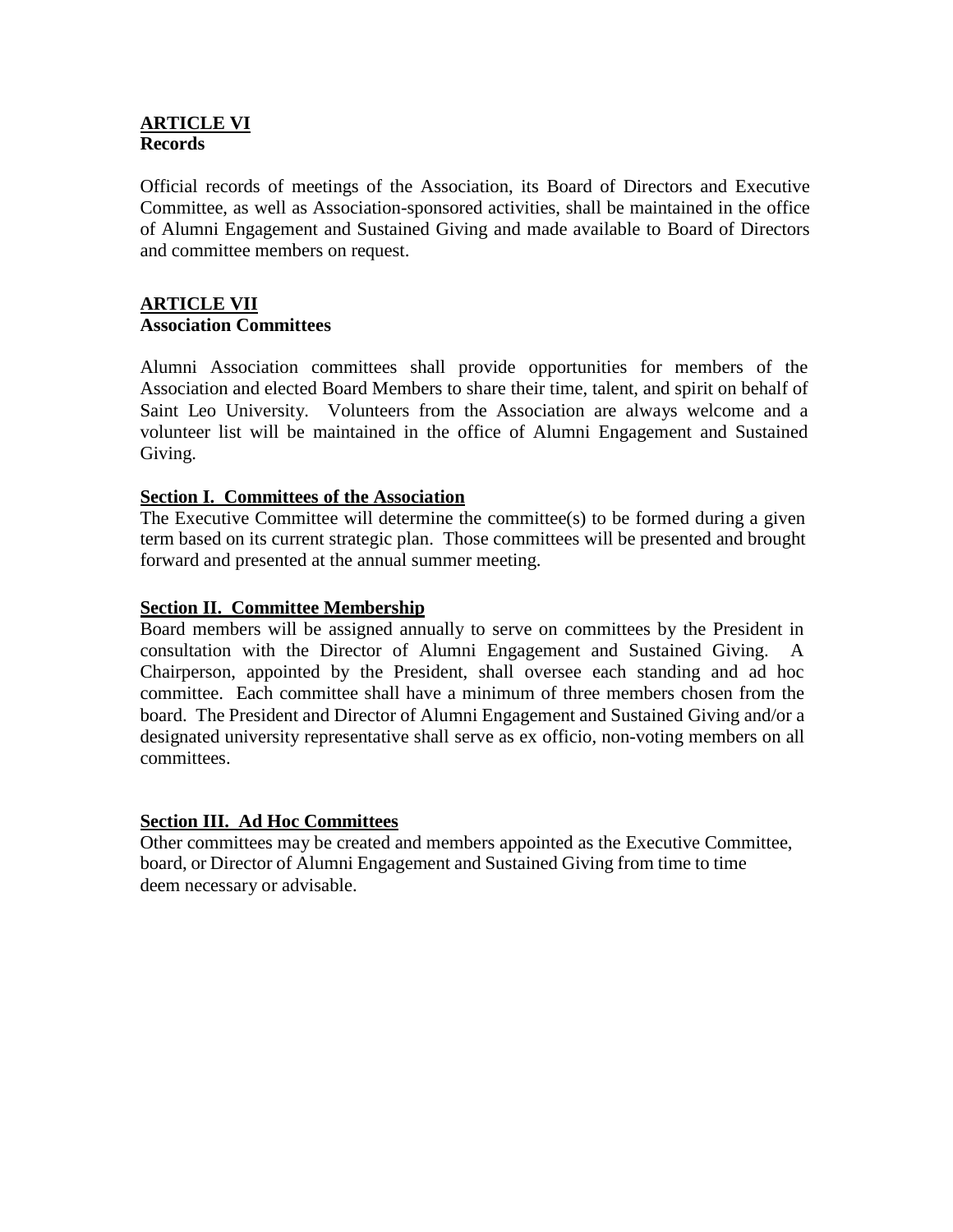## ARTICLE VI
**Records**

Official records of meetings of the Association, its Board of Directors and Executive Committee, as well as Association-sponsored activities, shall be maintained in the office of Alumni Engagement and Sustained Giving and made available to Board of Directors and committee members on request.

## ARTICLE VII
**Association Committees**

Alumni Association committees shall provide opportunities for members of the Association and elected Board Members to share their time, talent, and spirit on behalf of Saint Leo University. Volunteers from the Association are always welcome and a volunteer list will be maintained in the office of Alumni Engagement and Sustained Giving.

### Section I. Committees of the Association

The Executive Committee will determine the committee(s) to be formed during a given term based on its current strategic plan. Those committees will be presented and brought forward and presented at the annual summer meeting.

### Section II. Committee Membership

Board members will be assigned annually to serve on committees by the President in consultation with the Director of Alumni Engagement and Sustained Giving. A Chairperson, appointed by the President, shall oversee each standing and ad hoc committee. Each committee shall have a minimum of three members chosen from the board. The President and Director of Alumni Engagement and Sustained Giving and/or a designated university representative shall serve as ex officio, non-voting members on all committees.

### Section III. Ad Hoc Committees

Other committees may be created and members appointed as the Executive Committee, board, or Director of Alumni Engagement and Sustained Giving from time to time deem necessary or advisable.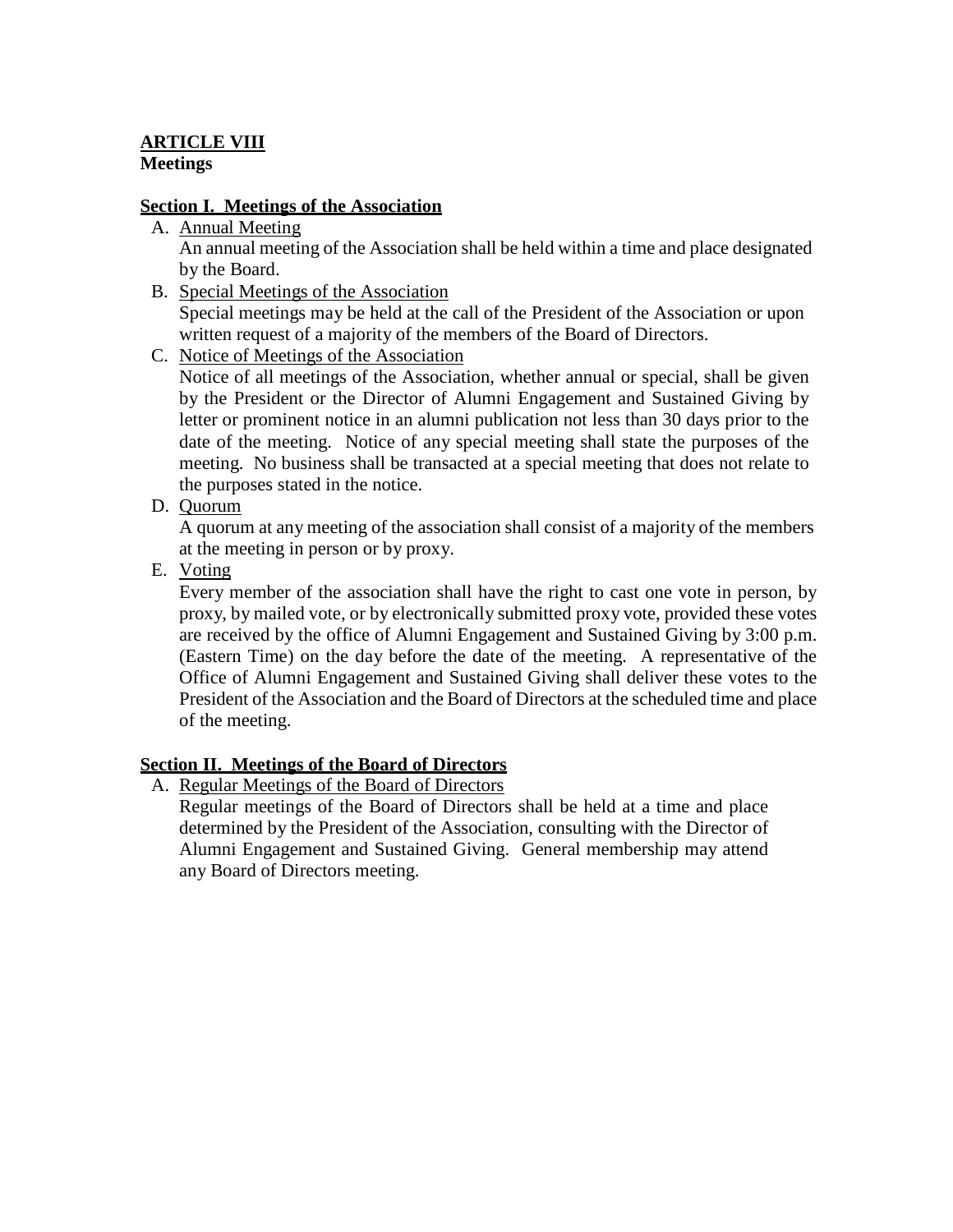## ARTICLE VIII
**Meetings**

### Section I. Meetings of the Association

A. Annual Meeting
   An annual meeting of the Association shall be held within a time and place designated by the Board.

B. Special Meetings of the Association
   Special meetings may be held at the call of the President of the Association or upon written request of a majority of the members of the Board of Directors.

C. Notice of Meetings of the Association
   Notice of all meetings of the Association, whether annual or special, shall be given by the President or the Director of Alumni Engagement and Sustained Giving by letter or prominent notice in an alumni publication not less than 30 days prior to the date of the meeting. Notice of any special meeting shall state the purposes of the meeting. No business shall be transacted at a special meeting that does not relate to the purposes stated in the notice.

D. Quorum
   A quorum at any meeting of the association shall consist of a majority of the members at the meeting in person or by proxy.

E. Voting
   Every member of the association shall have the right to cast one vote in person, by proxy, by mailed vote, or by electronically submitted proxy vote, provided these votes are received by the office of Alumni Engagement and Sustained Giving by 3:00 p.m. (Eastern Time) on the day before the date of the meeting. A representative of the Office of Alumni Engagement and Sustained Giving shall deliver these votes to the President of the Association and the Board of Directors at the scheduled time and place of the meeting.

### Section II. Meetings of the Board of Directors

A. Regular Meetings of the Board of Directors
   Regular meetings of the Board of Directors shall be held at a time and place determined by the President of the Association, consulting with the Director of Alumni Engagement and Sustained Giving. General membership may attend any Board of Directors meeting.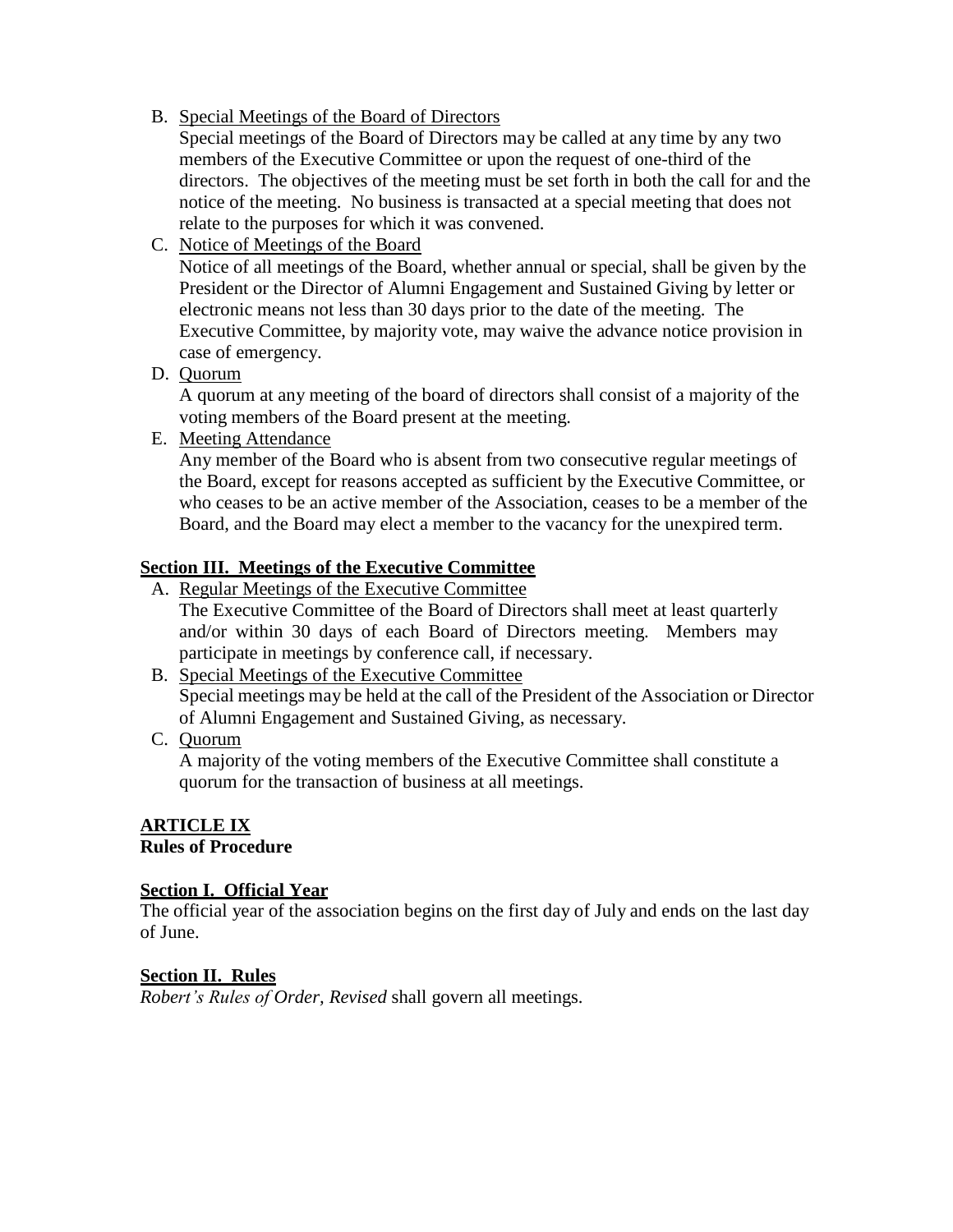B. Special Meetings of the Board of Directors

   Special meetings of the Board of Directors may be called at any time by any two members of the Executive Committee or upon the request of one-third of the directors. The objectives of the meeting must be set forth in both the call for and the notice of the meeting. No business is transacted at a special meeting that does not relate to the purposes for which it was convened.

C. Notice of Meetings of the Board

   Notice of all meetings of the Board, whether annual or special, shall be given by the President or the Director of Alumni Engagement and Sustained Giving by letter or electronic means not less than 30 days prior to the date of the meeting. The Executive Committee, by majority vote, may waive the advance notice provision in case of emergency.

D. Quorum

   A quorum at any meeting of the board of directors shall consist of a majority of the voting members of the Board present at the meeting.

E. Meeting Attendance

   Any member of the Board who is absent from two consecutive regular meetings of the Board, except for reasons accepted as sufficient by the Executive Committee, or who ceases to be an active member of the Association, ceases to be a member of the Board, and the Board may elect a member to the vacancy for the unexpired term.

**Section III. Meetings of the Executive Committee**

A. Regular Meetings of the Executive Committee

   The Executive Committee of the Board of Directors shall meet at least quarterly and/or within 30 days of each Board of Directors meeting. Members may participate in meetings by conference call, if necessary.

B. Special Meetings of the Executive Committee

   Special meetings may be held at the call of the President of the Association or Director of Alumni Engagement and Sustained Giving, as necessary.

C. Quorum

   A majority of the voting members of the Executive Committee shall constitute a quorum for the transaction of business at all meetings.

## ARTICLE IX
**Rules of Procedure**

**Section I. Official Year**

The official year of the association begins on the first day of July and ends on the last day of June.

**Section II. Rules**

*Robert's Rules of Order, Revised* shall govern all meetings.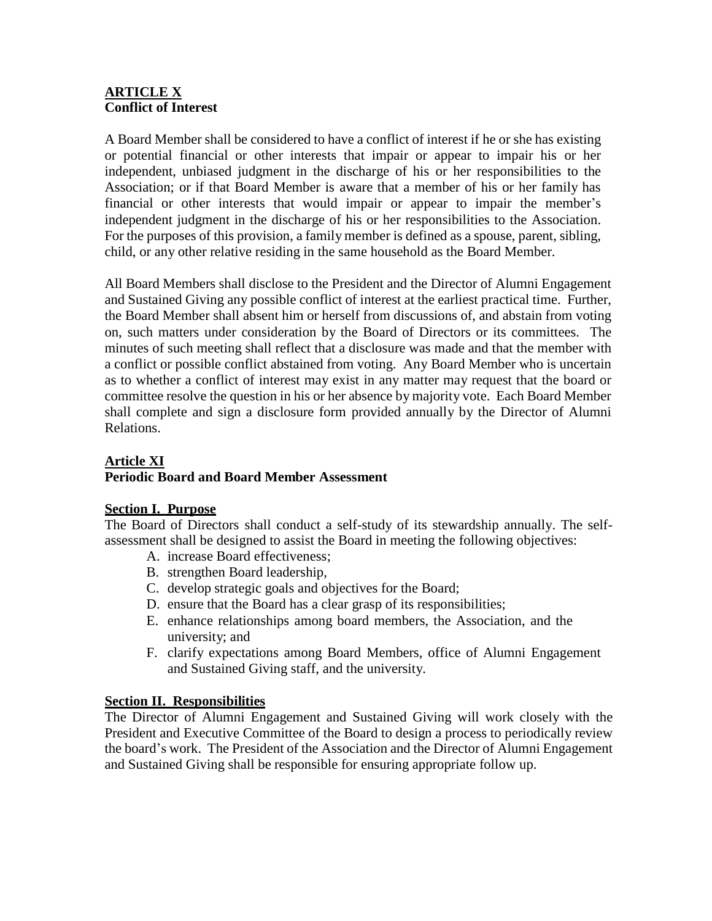## **ARTICLE X**
**Conflict of Interest**

A Board Member shall be considered to have a conflict of interest if he or she has existing or potential financial or other interests that impair or appear to impair his or her independent, unbiased judgment in the discharge of his or her responsibilities to the Association; or if that Board Member is aware that a member of his or her family has financial or other interests that would impair or appear to impair the member's independent judgment in the discharge of his or her responsibilities to the Association. For the purposes of this provision, a family member is defined as a spouse, parent, sibling, child, or any other relative residing in the same household as the Board Member.

All Board Members shall disclose to the President and the Director of Alumni Engagement and Sustained Giving any possible conflict of interest at the earliest practical time. Further, the Board Member shall absent him or herself from discussions of, and abstain from voting on, such matters under consideration by the Board of Directors or its committees. The minutes of such meeting shall reflect that a disclosure was made and that the member with a conflict or possible conflict abstained from voting. Any Board Member who is uncertain as to whether a conflict of interest may exist in any matter may request that the board or committee resolve the question in his or her absence by majority vote. Each Board Member shall complete and sign a disclosure form provided annually by the Director of Alumni Relations.

## **Article XI**
**Periodic Board and Board Member Assessment**

### **Section I. Purpose**

The Board of Directors shall conduct a self-study of its stewardship annually. The self-assessment shall be designed to assist the Board in meeting the following objectives:

A. increase Board effectiveness;
B. strengthen Board leadership,
C. develop strategic goals and objectives for the Board;
D. ensure that the Board has a clear grasp of its responsibilities;
E. enhance relationships among board members, the Association, and the university; and
F. clarify expectations among Board Members, office of Alumni Engagement and Sustained Giving staff, and the university.

### **Section II. Responsibilities**

The Director of Alumni Engagement and Sustained Giving will work closely with the President and Executive Committee of the Board to design a process to periodically review the board's work. The President of the Association and the Director of Alumni Engagement and Sustained Giving shall be responsible for ensuring appropriate follow up.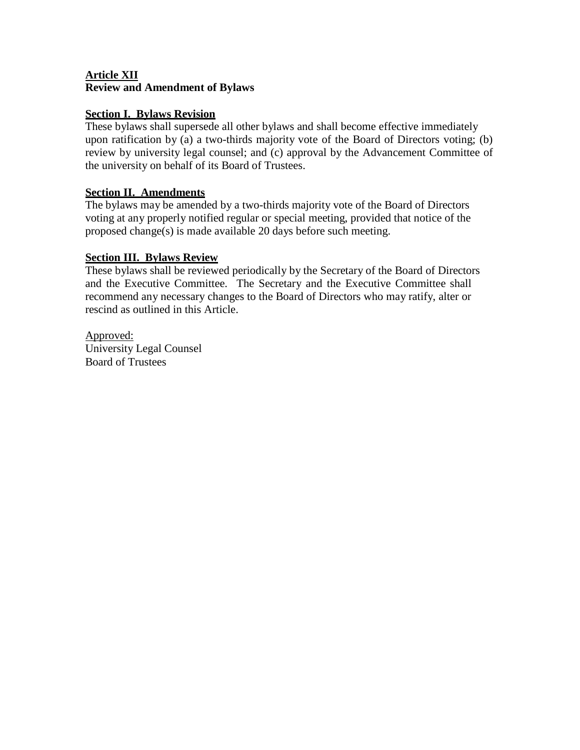## Article XII
## Review and Amendment of Bylaws

### Section I. Bylaws Revision

These bylaws shall supersede all other bylaws and shall become effective immediately upon ratification by (a) a two-thirds majority vote of the Board of Directors voting; (b) review by university legal counsel; and (c) approval by the Advancement Committee of the university on behalf of its Board of Trustees.

### Section II. Amendments

The bylaws may be amended by a two-thirds majority vote of the Board of Directors voting at any properly notified regular or special meeting, provided that notice of the proposed change(s) is made available 20 days before such meeting.

### Section III. Bylaws Review

These bylaws shall be reviewed periodically by the Secretary of the Board of Directors and the Executive Committee. The Secretary and the Executive Committee shall recommend any necessary changes to the Board of Directors who may ratify, alter or rescind as outlined in this Article.

Approved:
University Legal Counsel
Board of Trustees